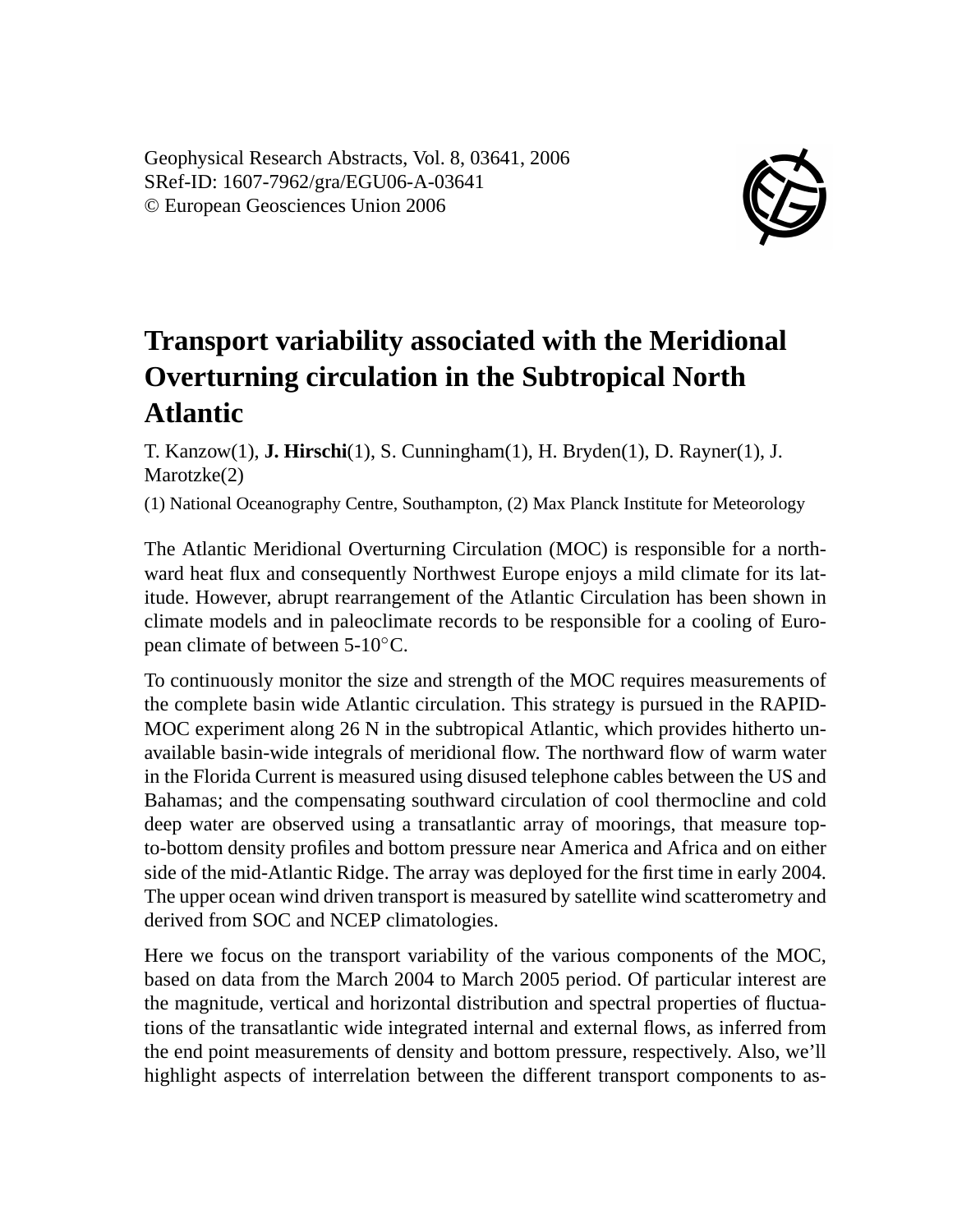Geophysical Research Abstracts, Vol. 8, 03641, 2006
SRef-ID: 1607-7962/gra/EGU06-A-03641
© European Geosciences Union 2006

# Transport variability associated with the Meridional Overturning circulation in the Subtropical North Atlantic

T. Kanzow(1), **J. Hirschi**(1), S. Cunningham(1), H. Bryden(1), D. Rayner(1), J. Marotzke(2)

(1) National Oceanography Centre, Southampton, (2) Max Planck Institute for Meteorology

The Atlantic Meridional Overturning Circulation (MOC) is responsible for a northward heat flux and consequently Northwest Europe enjoys a mild climate for its latitude. However, abrupt rearrangement of the Atlantic Circulation has been shown in climate models and in paleoclimate records to be responsible for a cooling of European climate of between 5-10°C.

To continuously monitor the size and strength of the MOC requires measurements of the complete basin wide Atlantic circulation. This strategy is pursued in the RAPID-MOC experiment along 26 N in the subtropical Atlantic, which provides hitherto unavailable basin-wide integrals of meridional flow. The northward flow of warm water in the Florida Current is measured using disused telephone cables between the US and Bahamas; and the compensating southward circulation of cool thermocline and cold deep water are observed using a transatlantic array of moorings, that measure top-to-bottom density profiles and bottom pressure near America and Africa and on either side of the mid-Atlantic Ridge. The array was deployed for the first time in early 2004. The upper ocean wind driven transport is measured by satellite wind scatterometry and derived from SOC and NCEP climatologies.

Here we focus on the transport variability of the various components of the MOC, based on data from the March 2004 to March 2005 period. Of particular interest are the magnitude, vertical and horizontal distribution and spectral properties of fluctuations of the transatlantic wide integrated internal and external flows, as inferred from the end point measurements of density and bottom pressure, respectively. Also, we'll highlight aspects of interrelation between the different transport components to as-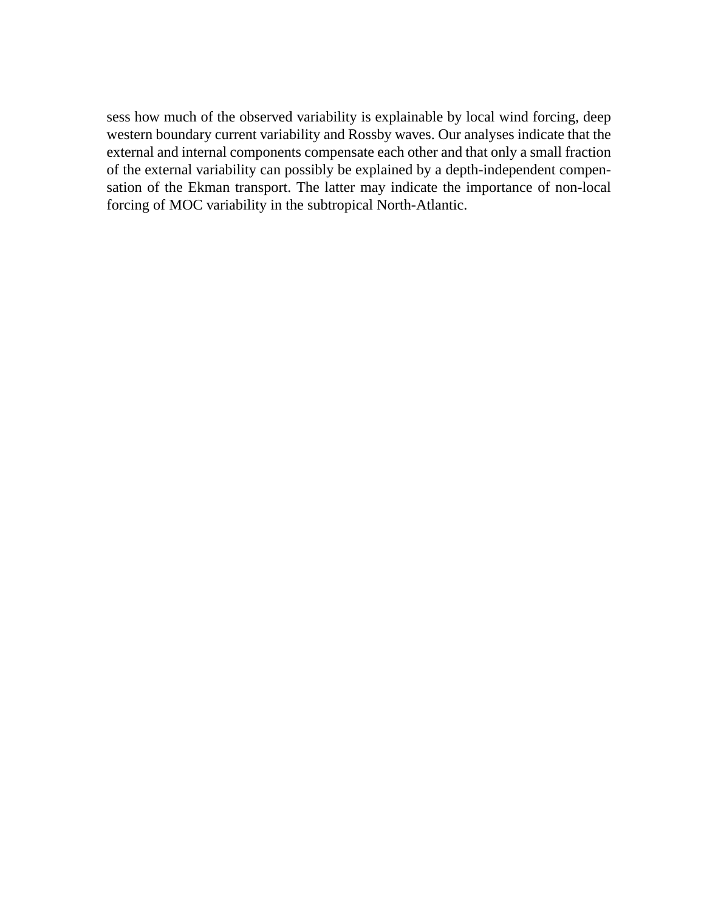sess how much of the observed variability is explainable by local wind forcing, deep western boundary current variability and Rossby waves. Our analyses indicate that the external and internal components compensate each other and that only a small fraction of the external variability can possibly be explained by a depth-independent compensation of the Ekman transport. The latter may indicate the importance of non-local forcing of MOC variability in the subtropical North-Atlantic.